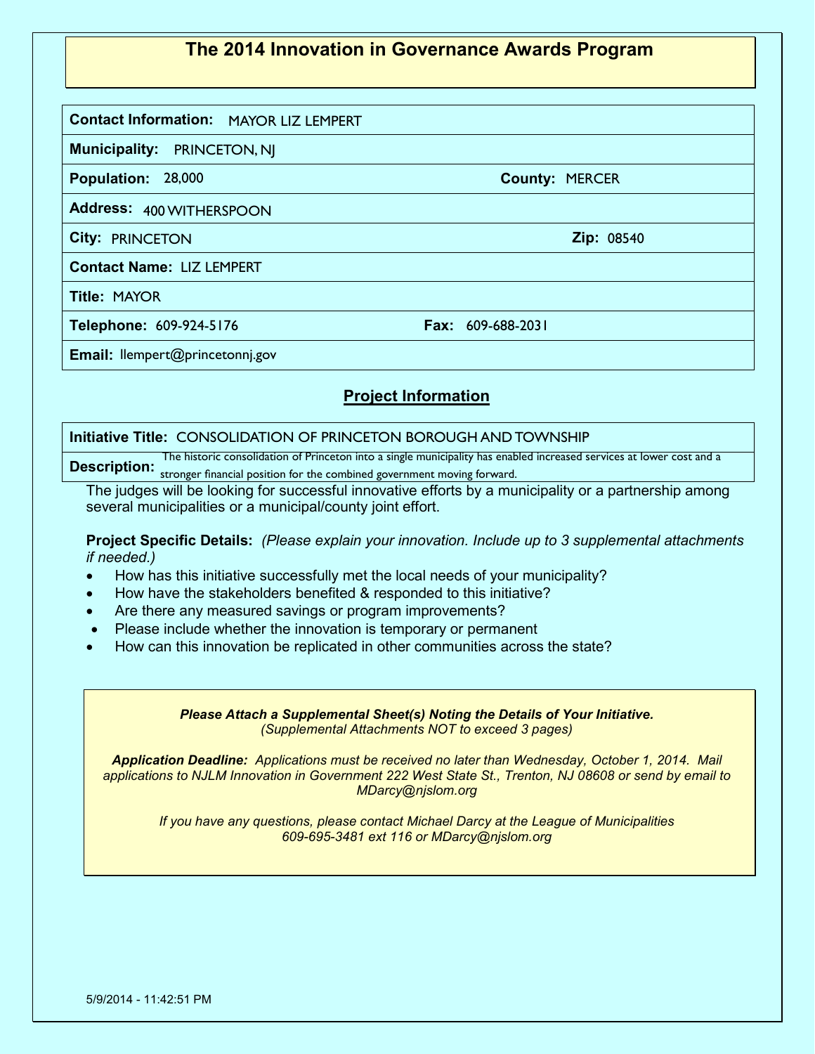# The 2014 Innovation in Governance Awards Program

**Contact Information:** MAYOR LIZ LEMPERT

**Municipality:** PRINCETON, NJ

**Population:** 28,000 **County:** MERCER

**Address:** 400 WITHERSPOON

**City:** PRINCETON **Zip:** 08540

**Contact Name:** LIZ LEMPERT

**Title:** MAYOR

**Telephone:** 609-924-5176 **Fax:** 609-688-2031

**Email:** llempert@princetonnj.gov

## Project Information

**Initiative Title:** CONSOLIDATION OF PRINCETON BOROUGH AND TOWNSHIP

**Description:** The historic consolidation of Princeton into a single municipality has enabled increased services at lower cost and a stronger financial position for the combined government moving forward.

The judges will be looking for successful innovative efforts by a municipality or a partnership among several municipalities or a municipal/county joint effort.

**Project Specific Details:** *(Please explain your innovation. Include up to 3 supplemental attachments if needed.)*

- How has this initiative successfully met the local needs of your municipality?
- How have the stakeholders benefited & responded to this initiative?
- Are there any measured savings or program improvements?
- Please include whether the innovation is temporary or permanent
- How can this innovation be replicated in other communities across the state?

***Please Attach a Supplemental Sheet(s) Noting the Details of Your Initiative.***
*(Supplemental Attachments NOT to exceed 3 pages)*

***Application Deadline:*** *Applications must be received no later than Wednesday, October 1, 2014. Mail applications to NJLM Innovation in Government 222 West State St., Trenton, NJ 08608 or send by email to MDarcy@njslom.org*

*If you have any questions, please contact Michael Darcy at the League of Municipalities 609-695-3481 ext 116 or MDarcy@njslom.org*

5/9/2014 - 11:42:51 PM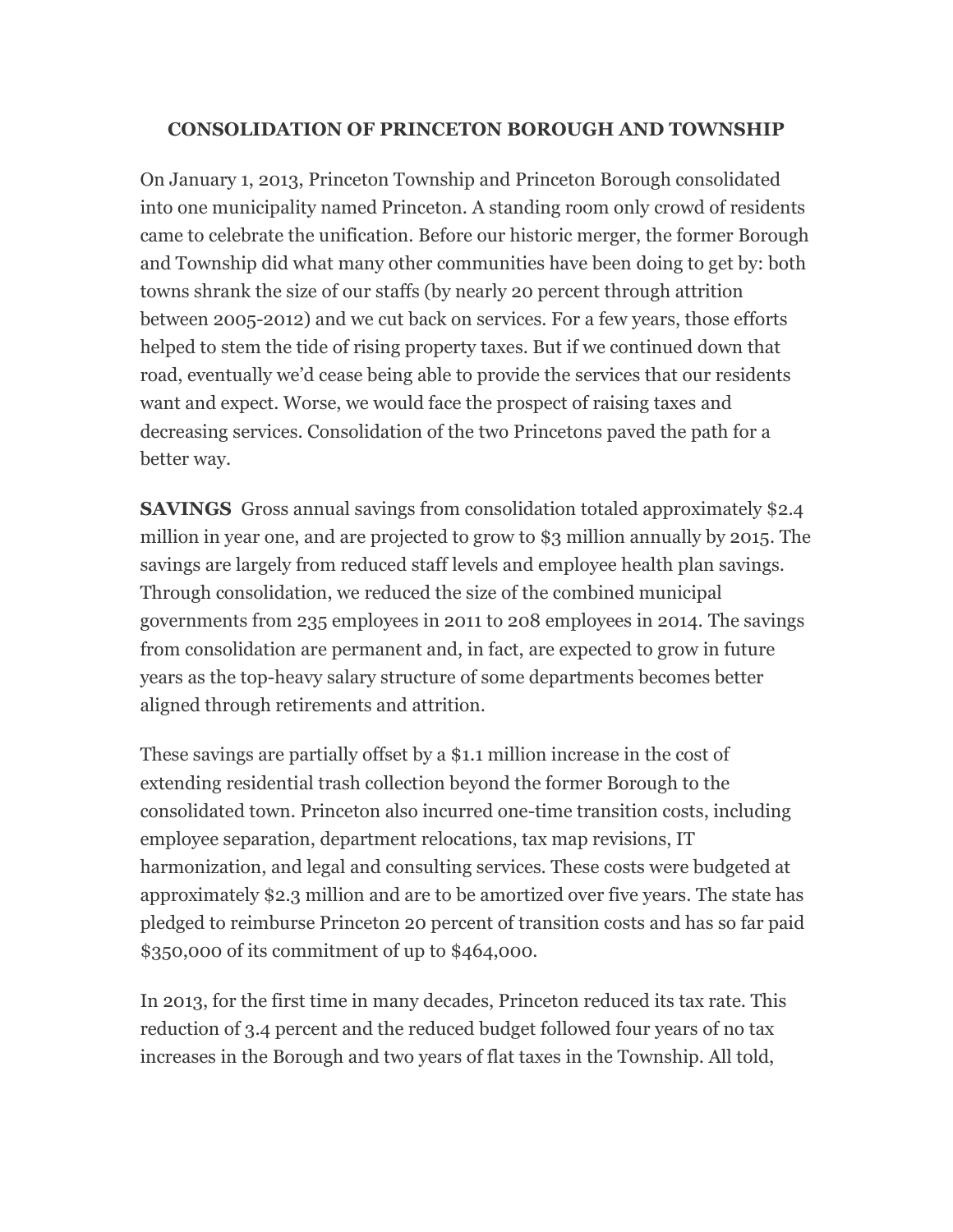## CONSOLIDATION OF PRINCETON BOROUGH AND TOWNSHIP

On January 1, 2013, Princeton Township and Princeton Borough consolidated into one municipality named Princeton. A standing room only crowd of residents came to celebrate the unification. Before our historic merger, the former Borough and Township did what many other communities have been doing to get by: both towns shrank the size of our staffs (by nearly 20 percent through attrition between 2005-2012) and we cut back on services. For a few years, those efforts helped to stem the tide of rising property taxes. But if we continued down that road, eventually we'd cease being able to provide the services that our residents want and expect. Worse, we would face the prospect of raising taxes and decreasing services. Consolidation of the two Princetons paved the path for a better way.

**SAVINGS** Gross annual savings from consolidation totaled approximately $2.4 million in year one, and are projected to grow to $3 million annually by 2015. The savings are largely from reduced staff levels and employee health plan savings. Through consolidation, we reduced the size of the combined municipal governments from 235 employees in 2011 to 208 employees in 2014. The savings from consolidation are permanent and, in fact, are expected to grow in future years as the top-heavy salary structure of some departments becomes better aligned through retirements and attrition.

These savings are partially offset by a $1.1 million increase in the cost of extending residential trash collection beyond the former Borough to the consolidated town. Princeton also incurred one-time transition costs, including employee separation, department relocations, tax map revisions, IT harmonization, and legal and consulting services. These costs were budgeted at approximately $2.3 million and are to be amortized over five years. The state has pledged to reimburse Princeton 20 percent of transition costs and has so far paid $350,000 of its commitment of up to $464,000.

In 2013, for the first time in many decades, Princeton reduced its tax rate. This reduction of 3.4 percent and the reduced budget followed four years of no tax increases in the Borough and two years of flat taxes in the Township. All told,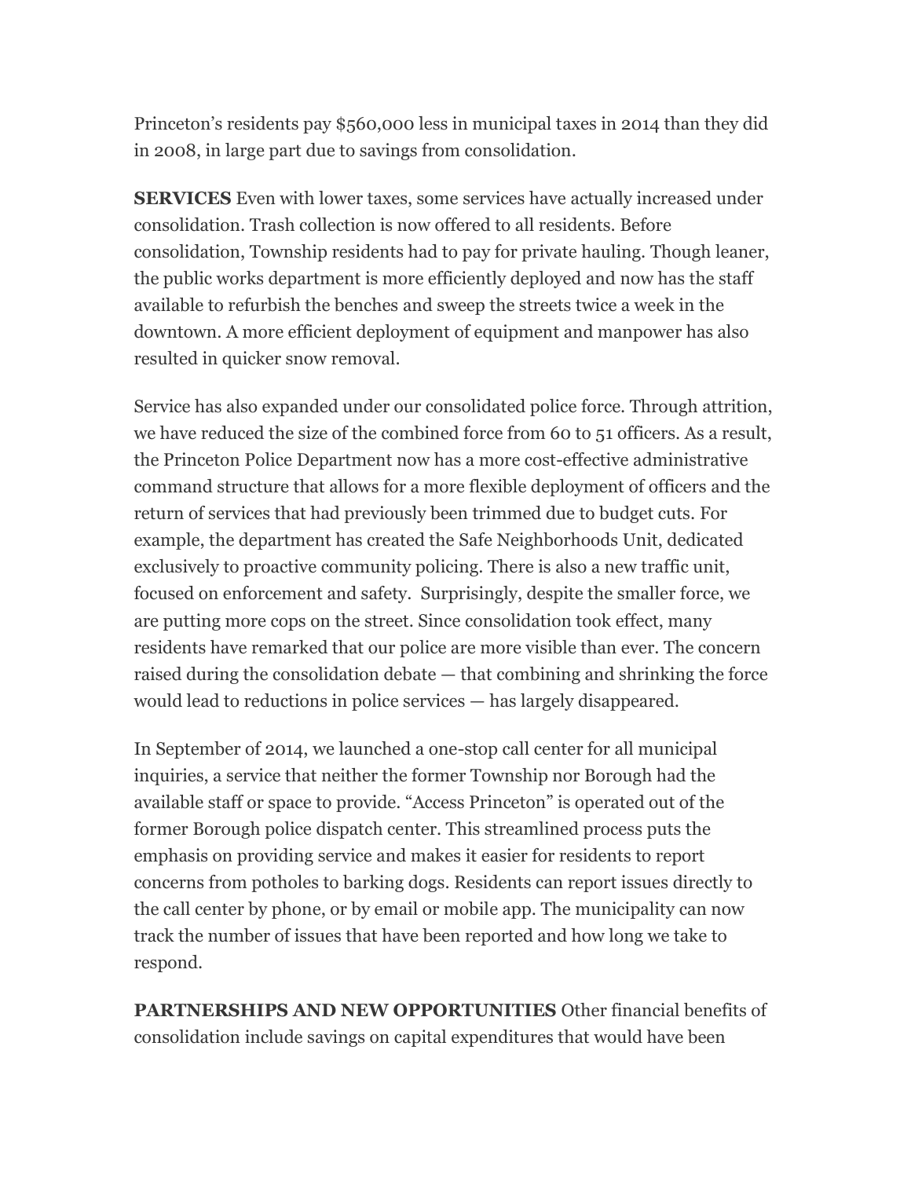Princeton's residents pay $560,000 less in municipal taxes in 2014 than they did in 2008, in large part due to savings from consolidation.

**SERVICES** Even with lower taxes, some services have actually increased under consolidation. Trash collection is now offered to all residents. Before consolidation, Township residents had to pay for private hauling. Though leaner, the public works department is more efficiently deployed and now has the staff available to refurbish the benches and sweep the streets twice a week in the downtown. A more efficient deployment of equipment and manpower has also resulted in quicker snow removal.

Service has also expanded under our consolidated police force. Through attrition, we have reduced the size of the combined force from 60 to 51 officers. As a result, the Princeton Police Department now has a more cost-effective administrative command structure that allows for a more flexible deployment of officers and the return of services that had previously been trimmed due to budget cuts. For example, the department has created the Safe Neighborhoods Unit, dedicated exclusively to proactive community policing. There is also a new traffic unit, focused on enforcement and safety. Surprisingly, despite the smaller force, we are putting more cops on the street. Since consolidation took effect, many residents have remarked that our police are more visible than ever. The concern raised during the consolidation debate — that combining and shrinking the force would lead to reductions in police services — has largely disappeared.

In September of 2014, we launched a one-stop call center for all municipal inquiries, a service that neither the former Township nor Borough had the available staff or space to provide. "Access Princeton" is operated out of the former Borough police dispatch center. This streamlined process puts the emphasis on providing service and makes it easier for residents to report concerns from potholes to barking dogs. Residents can report issues directly to the call center by phone, or by email or mobile app. The municipality can now track the number of issues that have been reported and how long we take to respond.

**PARTNERSHIPS AND NEW OPPORTUNITIES** Other financial benefits of consolidation include savings on capital expenditures that would have been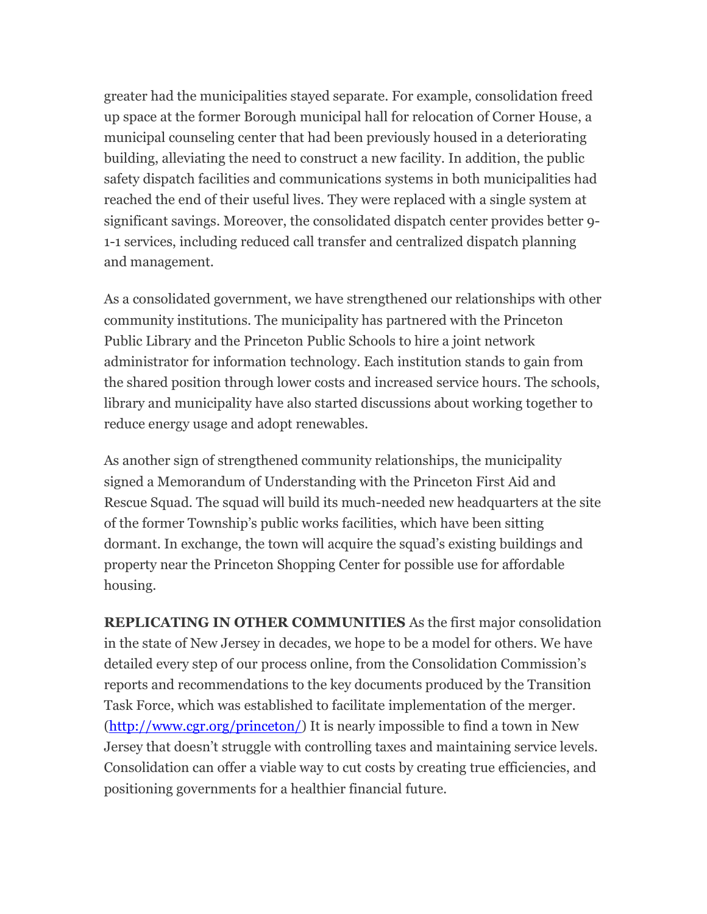greater had the municipalities stayed separate. For example, consolidation freed up space at the former Borough municipal hall for relocation of Corner House, a municipal counseling center that had been previously housed in a deteriorating building, alleviating the need to construct a new facility. In addition, the public safety dispatch facilities and communications systems in both municipalities had reached the end of their useful lives. They were replaced with a single system at significant savings. Moreover, the consolidated dispatch center provides better 9-1-1 services, including reduced call transfer and centralized dispatch planning and management.

As a consolidated government, we have strengthened our relationships with other community institutions. The municipality has partnered with the Princeton Public Library and the Princeton Public Schools to hire a joint network administrator for information technology. Each institution stands to gain from the shared position through lower costs and increased service hours. The schools, library and municipality have also started discussions about working together to reduce energy usage and adopt renewables.

As another sign of strengthened community relationships, the municipality signed a Memorandum of Understanding with the Princeton First Aid and Rescue Squad. The squad will build its much-needed new headquarters at the site of the former Township's public works facilities, which have been sitting dormant. In exchange, the town will acquire the squad's existing buildings and property near the Princeton Shopping Center for possible use for affordable housing.

**REPLICATING IN OTHER COMMUNITIES** As the first major consolidation in the state of New Jersey in decades, we hope to be a model for others. We have detailed every step of our process online, from the Consolidation Commission's reports and recommendations to the key documents produced by the Transition Task Force, which was established to facilitate implementation of the merger. ([http://www.cgr.org/princeton/](http://www.cgr.org/princeton/)) It is nearly impossible to find a town in New Jersey that doesn't struggle with controlling taxes and maintaining service levels. Consolidation can offer a viable way to cut costs by creating true efficiencies, and positioning governments for a healthier financial future.